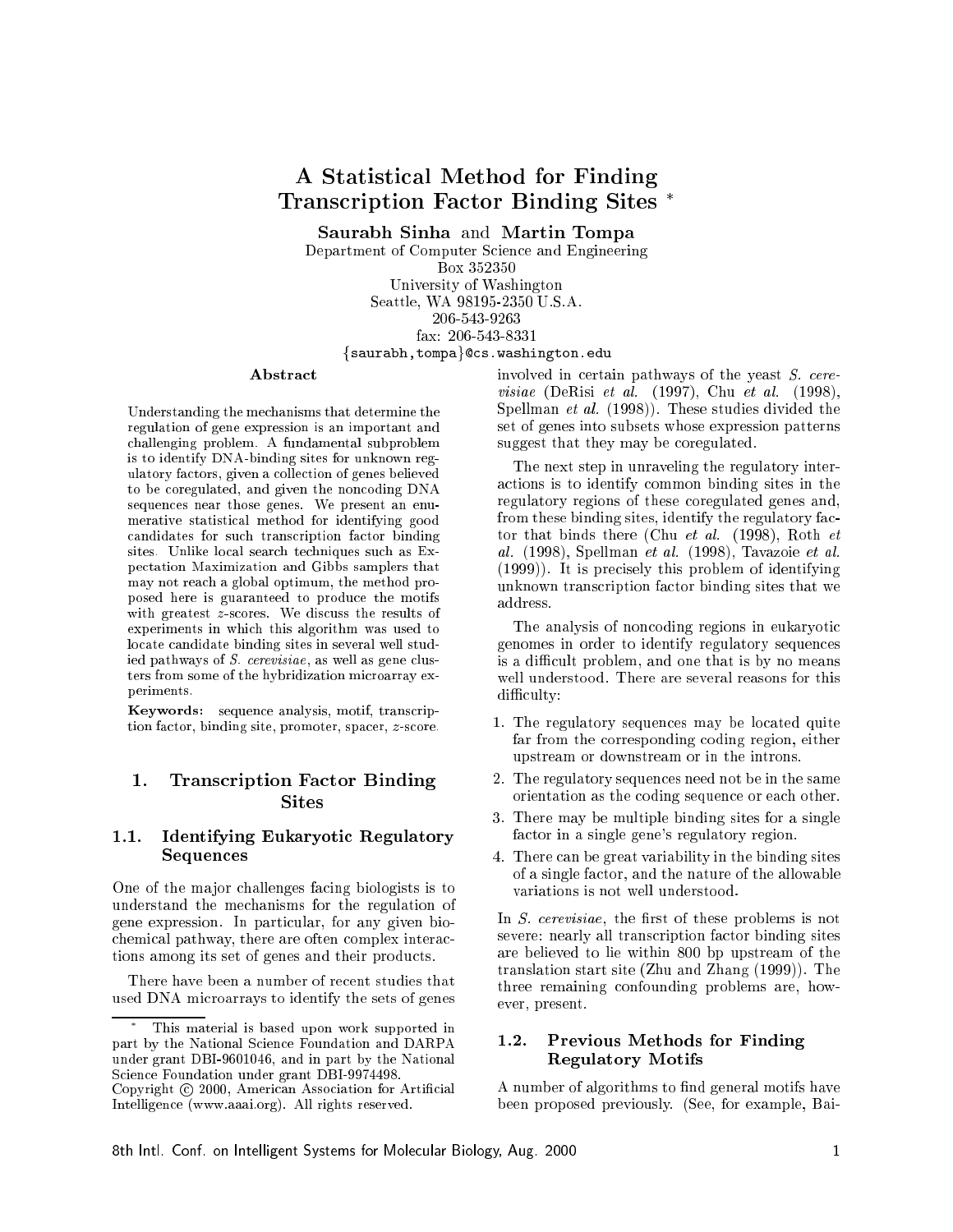# A Statistical Method for Finding Transcription Factor Binding Sites *

**Saurabh Sinha** and **Martin Tompa**

Department of Computer Science and Engineering
Box 352350
University of Washington
Seattle, WA 98195-2350 U.S.A.
206-543-9263
fax: 206-543-8331
{saurabh,tompa}@cs.washington.edu

### Abstract

Understanding the mechanisms that determine the regulation of gene expression is an important and challenging problem. A fundamental subproblem is to identify DNA-binding sites for unknown regulatory factors, given a collection of genes believed to be coregulated, and given the noncoding DNA sequences near those genes. We present an enumerative statistical method for identifying good candidates for such transcription factor binding sites. Unlike local search techniques such as Expectation Maximization and Gibbs samplers that may not reach a global optimum, the method proposed here is guaranteed to produce the motifs with greatest $z$-scores. We discuss the results of experiments in which this algorithm was used to locate candidate binding sites in several well studied pathways of *S. cerevisiae*, as well as gene clusters from some of the hybridization microarray experiments.

**Keywords:** sequence analysis, motif, transcription factor, binding site, promoter, spacer, $z$-score.

## 1. Transcription Factor Binding Sites

### 1.1. Identifying Eukaryotic Regulatory Sequences

One of the major challenges facing biologists is to understand the mechanisms for the regulation of gene expression. In particular, for any given biochemical pathway, there are often complex interactions among its set of genes and their products.

There have been a number of recent studies that used DNA microarrays to identify the sets of genes involved in certain pathways of the yeast *S. cerevisiae* (DeRisi *et al.* (1997), Chu *et al.* (1998), Spellman *et al.* (1998)). These studies divided the set of genes into subsets whose expression patterns suggest that they may be coregulated.

The next step in unraveling the regulatory interactions is to identify common binding sites in the regulatory regions of these coregulated genes and, from these binding sites, identify the regulatory factor that binds there (Chu *et al.* (1998), Roth *et al.* (1998), Spellman *et al.* (1998), Tavazoie *et al.* (1999)). It is precisely this problem of identifying unknown transcription factor binding sites that we address.

The analysis of noncoding regions in eukaryotic genomes in order to identify regulatory sequences is a difficult problem, and one that is by no means well understood. There are several reasons for this difficulty:

1. The regulatory sequences may be located quite far from the corresponding coding region, either upstream or downstream or in the introns.
2. The regulatory sequences need not be in the same orientation as the coding sequence or each other.
3. There may be multiple binding sites for a single factor in a single gene's regulatory region.
4. There can be great variability in the binding sites of a single factor, and the nature of the allowable variations is not well understood.

In *S. cerevisiae*, the first of these problems is not severe: nearly all transcription factor binding sites are believed to lie within 800 bp upstream of the translation start site (Zhu and Zhang (1999)). The three remaining confounding problems are, however, present.

### 1.2. Previous Methods for Finding Regulatory Motifs

A number of algorithms to find general motifs have been proposed previously. (See, for example, Bai-

---

* This material is based upon work supported in part by the National Science Foundation and DARPA under grant DBI-9601046, and in part by the National Science Foundation under grant DBI-9974498.
Copyright © 2000, American Association for Artificial Intelligence (www.aaai.org). All rights reserved.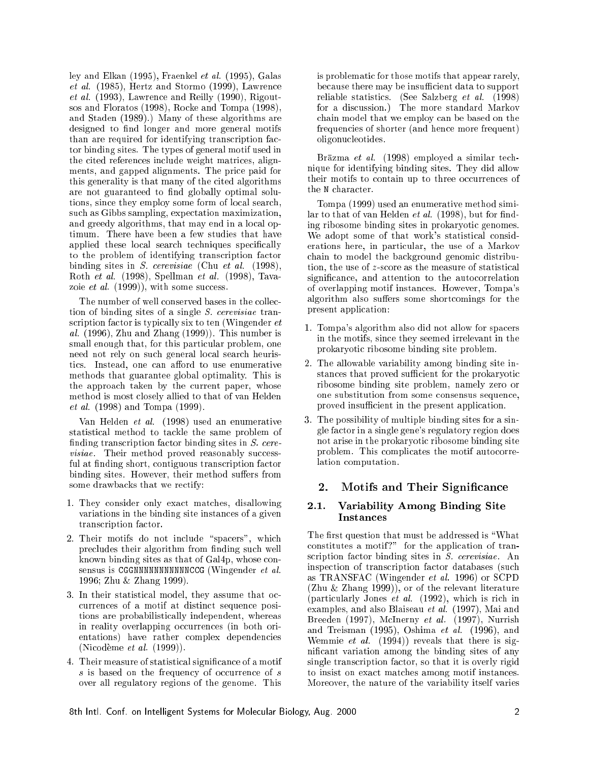ley and Elkan (1995), Fraenkel *et al.* (1995), Galas *et al.* (1985), Hertz and Stormo (1999), Lawrence *et al.* (1993), Lawrence and Reilly (1990), Rigoutsos and Floratos (1998), Rocke and Tompa (1998), and Staden (1989).) Many of these algorithms are designed to find longer and more general motifs than are required for identifying transcription factor binding sites. The types of general motif used in the cited references include weight matrices, alignments, and gapped alignments. The price paid for this generality is that many of the cited algorithms are not guaranteed to find globally optimal solutions, since they employ some form of local search, such as Gibbs sampling, expectation maximization, and greedy algorithms, that may end in a local optimum. There have been a few studies that have applied these local search techniques specifically to the problem of identifying transcription factor binding sites in *S. cerevisiae* (Chu *et al.* (1998), Roth *et al.* (1998), Spellman *et al.* (1998), Tavazoie *et al.* (1999)), with some success.

The number of well conserved bases in the collection of binding sites of a single *S. cerevisiae* transcription factor is typically six to ten (Wingender *et al.* (1996), Zhu and Zhang (1999)). This number is small enough that, for this particular problem, one need not rely on such general local search heuristics. Instead, one can afford to use enumerative methods that guarantee global optimality. This is the approach taken by the current paper, whose method is most closely allied to that of van Helden *et al.* (1998) and Tompa (1999).

Van Helden *et al.* (1998) used an enumerative statistical method to tackle the same problem of finding transcription factor binding sites in *S. cerevisiae*. Their method proved reasonably successful at finding short, contiguous transcription factor binding sites. However, their method suffers from some drawbacks that we rectify:

1. They consider only exact matches, disallowing variations in the binding site instances of a given transcription factor.
2. Their motifs do not include "spacers", which precludes their algorithm from finding such well known binding sites as that of Gal4p, whose consensus is `CGGNNNNNNNNNNNCCG` (Wingender *et al.* 1996; Zhu & Zhang 1999).
3. In their statistical model, they assume that occurrences of a motif at distinct sequence positions are probabilistically independent, whereas in reality overlapping occurrences (in both orientations) have rather complex dependencies (Nicodème *et al.* (1999)).
4. Their measure of statistical significance of a motif $s$ is based on the frequency of occurrence of $s$ over all regulatory regions of the genome. This is problematic for those motifs that appear rarely, because there may be insufficient data to support reliable statistics. (See Salzberg *et al.* (1998) for a discussion.) The more standard Markov chain model that we employ can be based on the frequencies of shorter (and hence more frequent) oligonucleotides.

Brāzma *et al.* (1998) employed a similar technique for identifying binding sites. They did allow their motifs to contain up to three occurrences of the `N` character.

Tompa (1999) used an enumerative method similar to that of van Helden *et al.* (1998), but for finding ribosome binding sites in prokaryotic genomes. We adopt some of that work's statistical considerations here, in particular, the use of a Markov chain to model the background genomic distribution, the use of $z$-score as the measure of statistical significance, and attention to the autocorrelation of overlapping motif instances. However, Tompa's algorithm also suffers some shortcomings for the present application:

1. Tompa's algorithm also did not allow for spacers in the motifs, since they seemed irrelevant in the prokaryotic ribosome binding site problem.
2. The allowable variability among binding site instances that proved sufficient for the prokaryotic ribosome binding site problem, namely zero or one substitution from some consensus sequence, proved insufficient in the present application.
3. The possibility of multiple binding sites for a single factor in a single gene's regulatory region does not arise in the prokaryotic ribosome binding site problem. This complicates the motif autocorrelation computation.

## 2. Motifs and Their Significance

### 2.1. Variability Among Binding Site Instances

The first question that must be addressed is "What constitutes a motif?" for the application of transcription factor binding sites in *S. cerevisiae*. An inspection of transcription factor databases (such as TRANSFAC (Wingender *et al.* 1996) or SCPD (Zhu & Zhang 1999)), or of the relevant literature (particularly Jones *et al.* (1992), which is rich in examples, and also Blaiseau *et al.* (1997), Mai and Breeden (1997), McInerny *et al.* (1997), Nurrish and Treisman (1995), Oshima *et al.* (1996), and Wemmie *et al.* (1994)) reveals that there is significant variation among the binding sites of any single transcription factor, so that it is overly rigid to insist on exact matches among motif instances. Moreover, the nature of the variability itself varies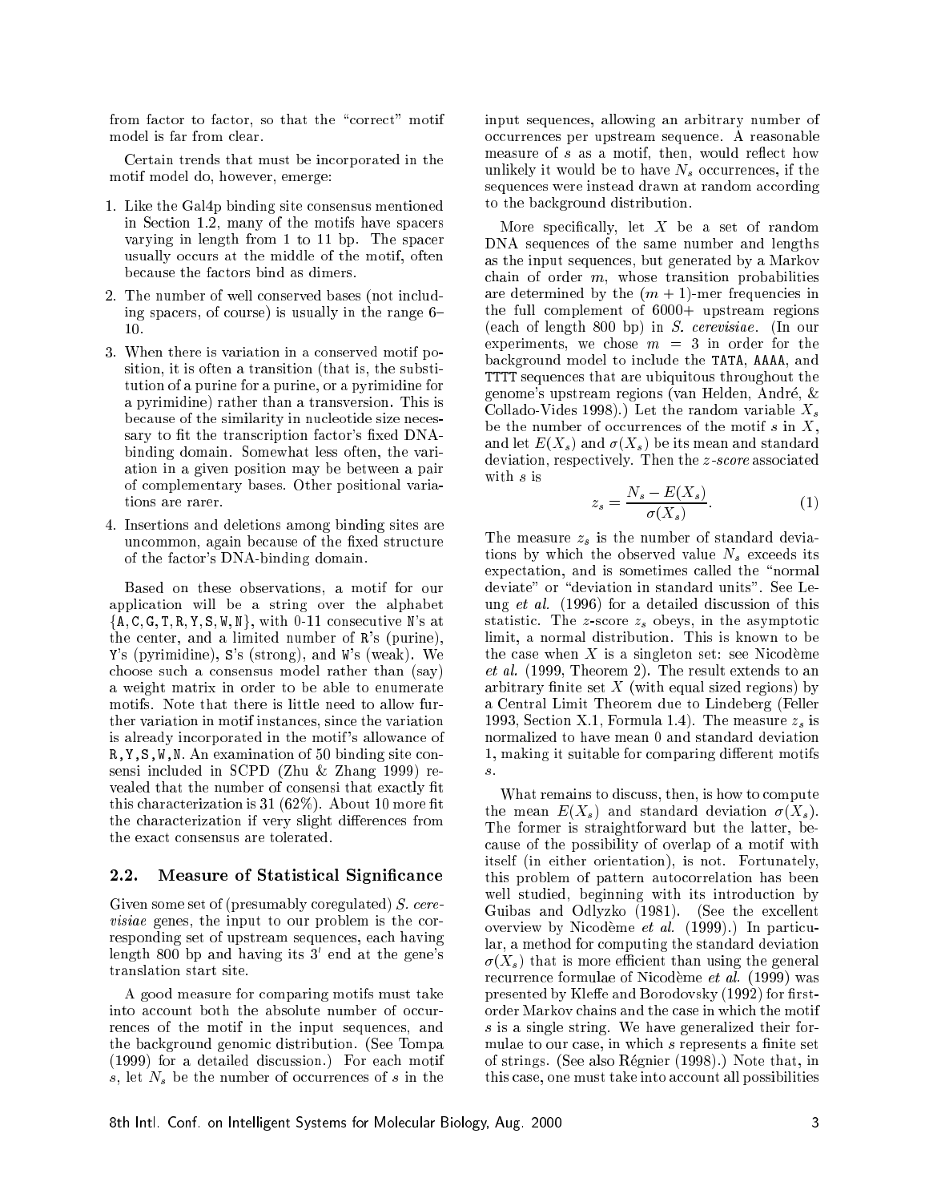from factor to factor, so that the "correct" motif model is far from clear.

Certain trends that must be incorporated in the motif model do, however, emerge:

1. Like the Gal4p binding site consensus mentioned in Section 1.2, many of the motifs have spacers varying in length from 1 to 11 bp. The spacer usually occurs at the middle of the motif, often because the factors bind as dimers.
2. The number of well conserved bases (not including spacers, of course) is usually in the range 6–10.
3. When there is variation in a conserved motif position, it is often a transition (that is, the substitution of a purine for a purine, or a pyrimidine for a pyrimidine) rather than a transversion. This is because of the similarity in nucleotide size necessary to fit the transcription factor's fixed DNA-binding domain. Somewhat less often, the variation in a given position may be between a pair of complementary bases. Other positional variations are rarer.
4. Insertions and deletions among binding sites are uncommon, again because of the fixed structure of the factor's DNA-binding domain.

Based on these observations, a motif for our application will be a string over the alphabet {A, C, G, T, R, Y, S, W, N}, with 0-11 consecutive N's at the center, and a limited number of R's (purine), Y's (pyrimidine), S's (strong), and W's (weak). We choose such a consensus model rather than (say) a weight matrix in order to be able to enumerate motifs. Note that there is little need to allow further variation in motif instances, since the variation is already incorporated in the motif's allowance of R, Y, S, W, N. An examination of 50 binding site consensi included in SCPD (Zhu & Zhang 1999) revealed that the number of consensi that exactly fit this characterization is 31 (62%). About 10 more fit the characterization if very slight differences from the exact consensus are tolerated.

## 2.2. Measure of Statistical Significance

Given some set of (presumably coregulated) *S. cerevisiae* genes, the input to our problem is the corresponding set of upstream sequences, each having length 800 bp and having its $3'$ end at the gene's translation start site.

A good measure for comparing motifs must take into account both the absolute number of occurrences of the motif in the input sequences, and the background genomic distribution. (See Tompa (1999) for a detailed discussion.) For each motif $s$, let $N_s$ be the number of occurrences of $s$ in the input sequences, allowing an arbitrary number of occurrences per upstream sequence. A reasonable measure of $s$ as a motif, then, would reflect how unlikely it would be to have $N_s$ occurrences, if the sequences were instead drawn at random according to the background distribution.

More specifically, let $X$ be a set of random DNA sequences of the same number and lengths as the input sequences, but generated by a Markov chain of order $m$, whose transition probabilities are determined by the $(m+1)$-mer frequencies in the full complement of 6000+ upstream regions (each of length 800 bp) in *S. cerevisiae*. (In our experiments, we chose $m = 3$ in order for the background model to include the TATA, AAAA, and TTTT sequences that are ubiquitous throughout the genome's upstream regions (van Helden, André, & Collado-Vides 1998).) Let the random variable $X_s$ be the number of occurrences of the motif $s$ in $X$, and let $E(X_s)$ and $\sigma(X_s)$ be its mean and standard deviation, respectively. Then the *z-score* associated with $s$ is

$$z_s = \frac{N_s - E(X_s)}{\sigma(X_s)}. \qquad (1)$$

The measure $z_s$ is the number of standard deviations by which the observed value $N_s$ exceeds its expectation, and is sometimes called the "normal deviate" or "deviation in standard units". See Leung *et al.* (1996) for a detailed discussion of this statistic. The $z$-score $z_s$ obeys, in the asymptotic limit, a normal distribution. This is known to be the case when $X$ is a singleton set: see Nicodème *et al.* (1999, Theorem 2). The result extends to an arbitrary finite set $X$ (with equal sized regions) by a Central Limit Theorem due to Lindeberg (Feller 1993, Section X.1, Formula 1.4). The measure $z_s$ is normalized to have mean 0 and standard deviation 1, making it suitable for comparing different motifs $s$.

What remains to discuss, then, is how to compute the mean $E(X_s)$ and standard deviation $\sigma(X_s)$. The former is straightforward but the latter, because of the possibility of overlap of a motif with itself (in either orientation), is not. Fortunately, this problem of pattern autocorrelation has been well studied, beginning with its introduction by Guibas and Odlyzko (1981). (See the excellent overview by Nicodème *et al.* (1999).) In particular, a method for computing the standard deviation $\sigma(X_s)$ that is more efficient than using the general recurrence formulae of Nicodème *et al.* (1999) was presented by Kleffe and Borodovsky (1992) for first-order Markov chains and the case in which the motif $s$ is a single string. We have generalized their formulae to our case, in which $s$ represents a finite set of strings. (See also Régnier (1998).) Note that, in this case, one must take into account all possibilities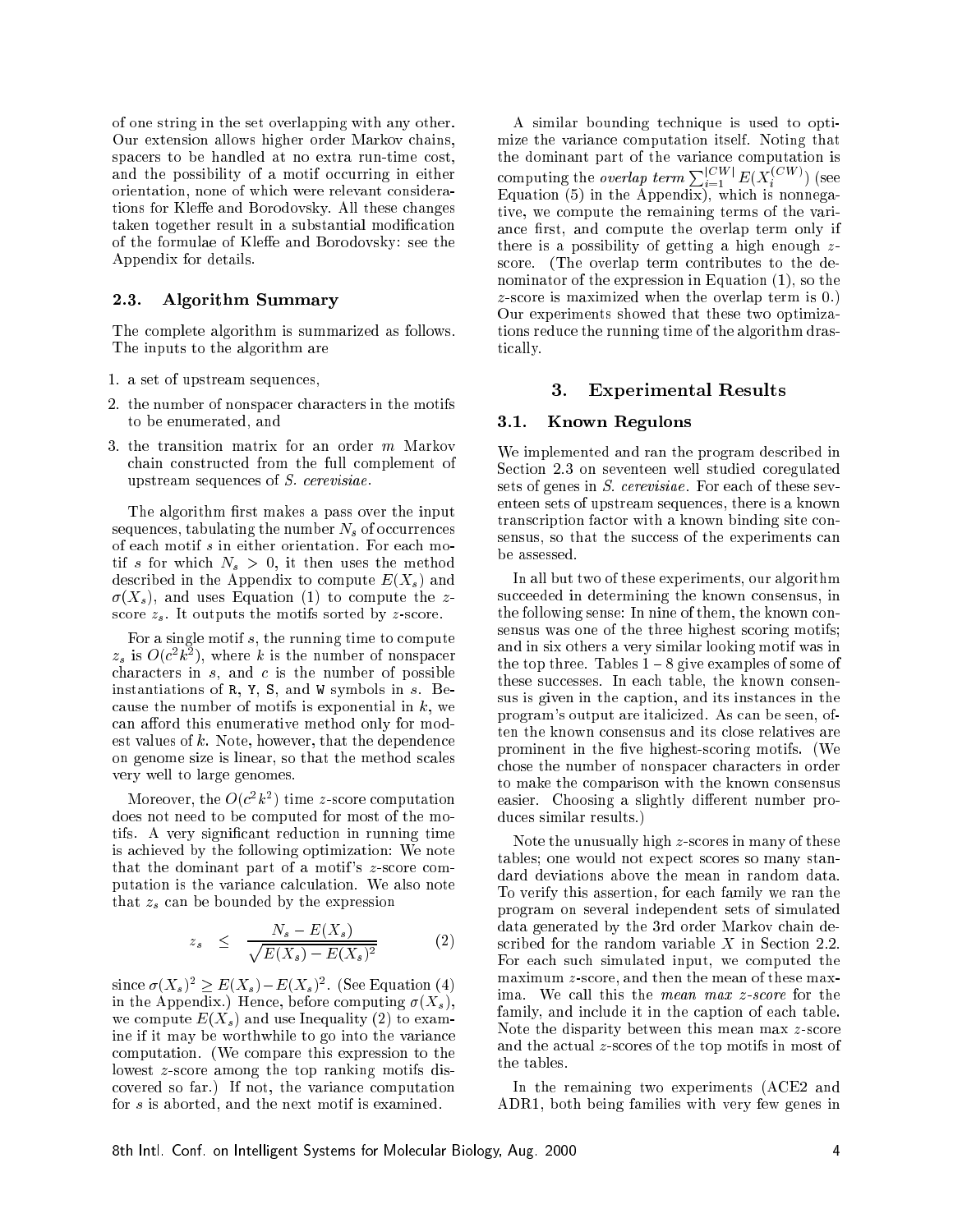of one string in the set overlapping with any other. Our extension allows higher order Markov chains, spacers to be handled at no extra run-time cost, and the possibility of a motif occurring in either orientation, none of which were relevant considerations for Kleffe and Borodovsky. All these changes taken together result in a substantial modification of the formulae of Kleffe and Borodovsky: see the Appendix for details.

### 2.3. Algorithm Summary

The complete algorithm is summarized as follows. The inputs to the algorithm are

1. a set of upstream sequences,
2. the number of nonspacer characters in the motifs to be enumerated, and
3. the transition matrix for an order $m$ Markov chain constructed from the full complement of upstream sequences of *S. cerevisiae*.

The algorithm first makes a pass over the input sequences, tabulating the number $N_s$ of occurrences of each motif $s$ in either orientation. For each motif $s$ for which $N_s > 0$, it then uses the method described in the Appendix to compute $E(X_s)$ and $\sigma(X_s)$, and uses Equation (1) to compute the $z$-score $z_s$. It outputs the motifs sorted by $z$-score.

For a single motif $s$, the running time to compute $z_s$ is $O(c^2k^2)$, where $k$ is the number of nonspacer characters in $s$, and $c$ is the number of possible instantiations of R, Y, S, and W symbols in $s$. Because the number of motifs is exponential in $k$, we can afford this enumerative method only for modest values of $k$. Note, however, that the dependence on genome size is linear, so that the method scales very well to large genomes.

Moreover, the $O(c^2k^2)$ time $z$-score computation does not need to be computed for most of the motifs. A very significant reduction in running time is achieved by the following optimization: We note that the dominant part of a motif's $z$-score computation is the variance calculation. We also note that $z_s$ can be bounded by the expression

$$z_s \leq \frac{N_s - E(X_s)}{\sqrt{E(X_s) - E(X_s)^2}} \tag{2}$$

since $\sigma(X_s)^2 \geq E(X_s) - E(X_s)^2$. (See Equation (4) in the Appendix.) Hence, before computing $\sigma(X_s)$, we compute $E(X_s)$ and use Inequality (2) to examine if it may be worthwhile to go into the variance computation. (We compare this expression to the lowest $z$-score among the top ranking motifs discovered so far.) If not, the variance computation for $s$ is aborted, and the next motif is examined.

A similar bounding technique is used to optimize the variance computation itself. Noting that the dominant part of the variance computation is computing the *overlap term* $\sum_{i=1}^{|CW|} E(X_i^{(CW)})$ (see Equation (5) in the Appendix), which is nonnegative, we compute the remaining terms of the variance first, and compute the overlap term only if there is a possibility of getting a high enough $z$-score. (The overlap term contributes to the denominator of the expression in Equation (1), so the $z$-score is maximized when the overlap term is 0.) Our experiments showed that these two optimizations reduce the running time of the algorithm drastically.

## 3. Experimental Results

### 3.1. Known Regulons

We implemented and ran the program described in Section 2.3 on seventeen well studied coregulated sets of genes in *S. cerevisiae*. For each of these seventeen sets of upstream sequences, there is a known transcription factor with a known binding site consensus, so that the success of the experiments can be assessed.

In all but two of these experiments, our algorithm succeeded in determining the known consensus, in the following sense: In nine of them, the known consensus was one of the three highest scoring motifs; and in six others a very similar looking motif was in the top three. Tables 1 – 8 give examples of some of these successes. In each table, the known consensus is given in the caption, and its instances in the program's output are italicized. As can be seen, often the known consensus and its close relatives are prominent in the five highest-scoring motifs. (We chose the number of nonspacer characters in order to make the comparison with the known consensus easier. Choosing a slightly different number produces similar results.)

Note the unusually high $z$-scores in many of these tables; one would not expect scores so many standard deviations above the mean in random data. To verify this assertion, for each family we ran the program on several independent sets of simulated data generated by the 3rd order Markov chain described for the random variable $X$ in Section 2.2. For each such simulated input, we computed the maximum $z$-score, and then the mean of these maxima. We call this the *mean max z-score* for the family, and include it in the caption of each table. Note the disparity between this mean max $z$-score and the actual $z$-scores of the top motifs in most of the tables.

In the remaining two experiments (ACE2 and ADR1, both being families with very few genes in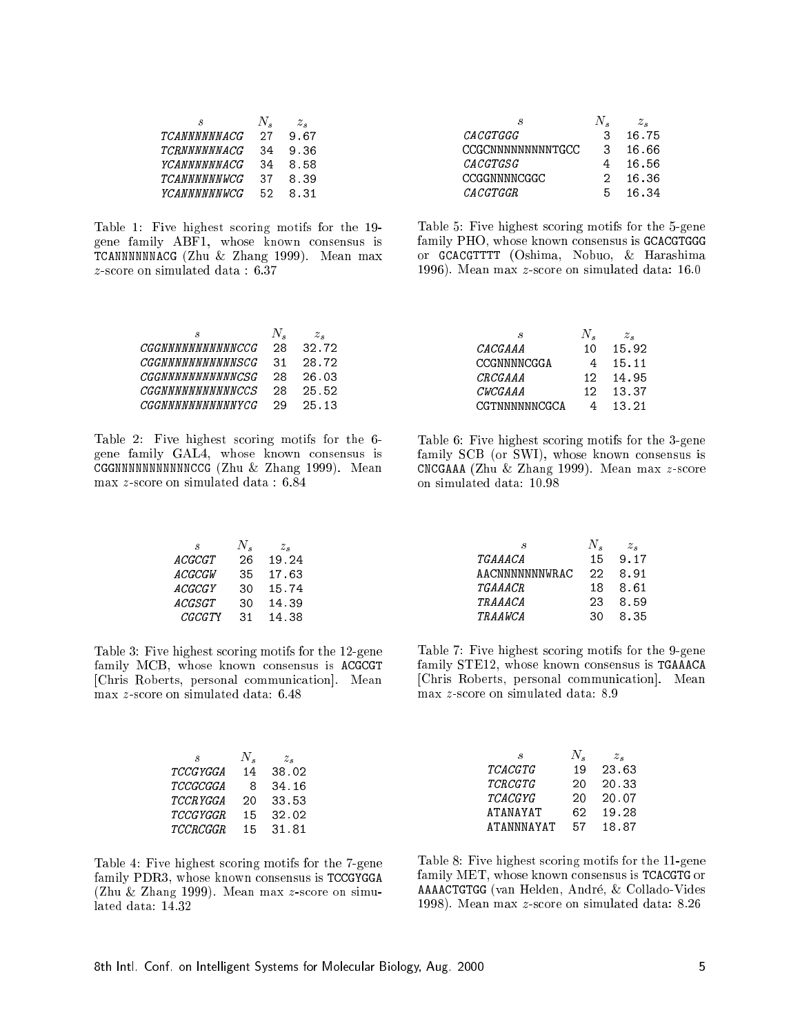| $s$ | $N_s$ | $z_s$ |
|---|---|---|
| *TCANNNNNNACG* | 27 | 9.67 |
| *TCRNNNNNNACG* | 34 | 9.36 |
| *YCANNNNNNACG* | 34 | 8.58 |
| *TCANNNNNNWCG* | 37 | 8.39 |
| *YCANNNNNNWCG* | 52 | 8.31 |

Table 1: Five highest scoring motifs for the 19-gene family ABF1, whose known consensus is TCANNNNNNACG (Zhu & Zhang 1999). Mean max $z$-score on simulated data : 6.37

| $s$ | $N_s$ | $z_s$ |
|---|---|---|
| *CGGNNNNNNNNNNNCCG* | 28 | 32.72 |
| *CGGNNNNNNNNNNNSCG* | 31 | 28.72 |
| *CGGNNNNNNNNNNNCSG* | 28 | 26.03 |
| *CGGNNNNNNNNNNNCCS* | 28 | 25.52 |
| *CGGNNNNNNNNNNNYCG* | 29 | 25.13 |

Table 2: Five highest scoring motifs for the 6-gene family GAL4, whose known consensus is CGGNNNNNNNNNNNCCG (Zhu & Zhang 1999). Mean max $z$-score on simulated data : 6.84

| $s$ | $N_s$ | $z_s$ |
|---|---|---|
| *ACGCGT* | 26 | 19.24 |
| *ACGCGW* | 35 | 17.63 |
| *ACGCGY* | 30 | 15.74 |
| *ACGSGT* | 30 | 14.39 |
| *CGCGTY* | 31 | 14.38 |

Table 3: Five highest scoring motifs for the 12-gene family MCB, whose known consensus is ACGCGT [Chris Roberts, personal communication]. Mean max $z$-score on simulated data: 6.48

| $s$ | $N_s$ | $z_s$ |
|---|---|---|
| *TCCGYGGA* | 14 | 38.02 |
| *TCCGCGGA* | 8 | 34.16 |
| *TCCRYGGA* | 20 | 33.53 |
| *TCCGYGGR* | 15 | 32.02 |
| *TCCRCGGR* | 15 | 31.81 |

Table 4: Five highest scoring motifs for the 7-gene family PDR3, whose known consensus is TCCGYGGA (Zhu & Zhang 1999). Mean max $z$-score on simulated data: 14.32

| $s$ | $N_s$ | $z_s$ |
|---|---|---|
| *CACGTGGG* | 3 | 16.75 |
| CCGCNNNNNNNNNTGCC | 3 | 16.66 |
| *CACGTGSG* | 4 | 16.56 |
| CCGGNNNNCGGC | 2 | 16.36 |
| *CACGTGGR* | 5 | 16.34 |

Table 5: Five highest scoring motifs for the 5-gene family PHO, whose known consensus is GCACGTGGG or GCACGTTTT (Oshima, Nobuo, & Harashima 1996). Mean max $z$-score on simulated data: 16.0

| $s$ | $N_s$ | $z_s$ |
|---|---|---|
| *CACGAAA* | 10 | 15.92 |
| CCGNNNNCGGA | 4 | 15.11 |
| *CRCGAAA* | 12 | 14.95 |
| *CWCGAAA* | 12 | 13.37 |
| CGTNNNNNNCGCA | 4 | 13.21 |

Table 6: Five highest scoring motifs for the 3-gene family SCB (or SWI), whose known consensus is CNCGAAA (Zhu & Zhang 1999). Mean max $z$-score on simulated data: 10.98

| $s$ | $N_s$ | $z_s$ |
|---|---|---|
| *TGAAACA* | 15 | 9.17 |
| AACNNNNNNNWRAC | 22 | 8.91 |
| *TGAAACR* | 18 | 8.61 |
| *TRAAACA* | 23 | 8.59 |
| *TRAAWCA* | 30 | 8.35 |

Table 7: Five highest scoring motifs for the 9-gene family STE12, whose known consensus is TGAAACA [Chris Roberts, personal communication]. Mean max $z$-score on simulated data: 8.9

| $s$ | $N_s$ | $z_s$ |
|---|---|---|
| *TCACGTG* | 19 | 23.63 |
| *TCRCGTG* | 20 | 20.33 |
| *TCACGYG* | 20 | 20.07 |
| ATANAYAT | 62 | 19.28 |
| ATANNNAYAT | 57 | 18.87 |

Table 8: Five highest scoring motifs for the 11-gene family MET, whose known consensus is TCACGTG or AAAACTGTGG (van Helden, André, & Collado-Vides 1998). Mean max $z$-score on simulated data: 8.26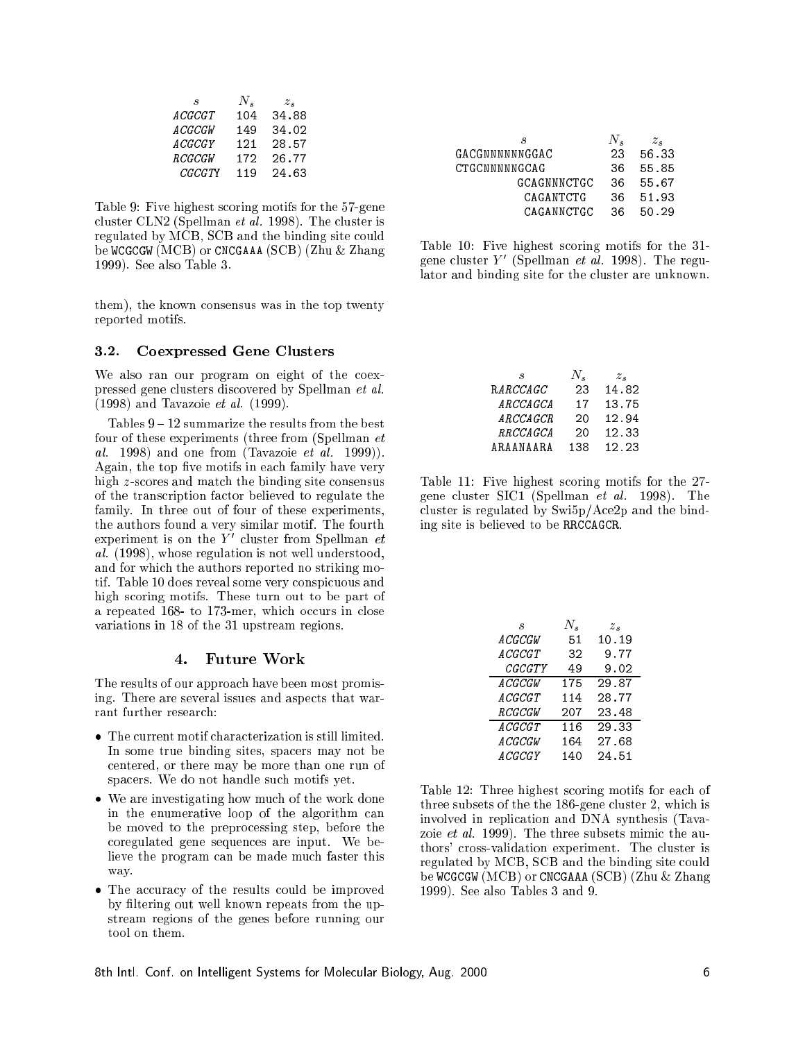| $s$ | $N_s$ | $z_s$ |
|---|---|---|
| *ACGCGT* | 104 | 34.88 |
| *ACGCGW* | 149 | 34.02 |
| *ACGCGY* | 121 | 28.57 |
| *RCGCGW* | 172 | 26.77 |
| *CGCGTY* | 119 | 24.63 |

Table 9: Five highest scoring motifs for the 57-gene cluster CLN2 (Spellman *et al.* 1998). The cluster is regulated by MCB, SCB and the binding site could be WCGCGW (MCB) or CNCGAAA (SCB) (Zhu & Zhang 1999). See also Table 3.

them), the known consensus was in the top twenty reported motifs.

### 3.2. Coexpressed Gene Clusters

We also ran our program on eight of the coexpressed gene clusters discovered by Spellman *et al.* (1998) and Tavazoie *et al.* (1999).

Tables 9 – 12 summarize the results from the best four of these experiments (three from (Spellman *et al.* 1998) and one from (Tavazoie *et al.* 1999)). Again, the top five motifs in each family have very high $z$-scores and match the binding site consensus of the transcription factor believed to regulate the family. In three out of four of these experiments, the authors found a very similar motif. The fourth experiment is on the $Y'$ cluster from Spellman *et al.* (1998), whose regulation is not well understood, and for which the authors reported no striking motif. Table 10 does reveal some very conspicuous and high scoring motifs. These turn out to be part of a repeated 168- to 173-mer, which occurs in close variations in 18 of the 31 upstream regions.

## 4. Future Work

The results of our approach have been most promising. There are several issues and aspects that warrant further research:

- The current motif characterization is still limited. In some true binding sites, spacers may not be centered, or there may be more than one run of spacers. We do not handle such motifs yet.
- We are investigating how much of the work done in the enumerative loop of the algorithm can be moved to the preprocessing step, before the coregulated gene sequences are input. We believe the program can be made much faster this way.
- The accuracy of the results could be improved by filtering out well known repeats from the upstream regions of the genes before running our tool on them.

| $s$ | $N_s$ | $z_s$ |
|---|---|---|
| GACGNNNNNNGGAC | 23 | 56.33 |
| CTGCNNNNNGCAG | 36 | 55.85 |
| GCAGNNNCTGC | 36 | 55.67 |
| CAGANTCTG | 36 | 51.93 |
| CAGANNCTGC | 36 | 50.29 |

Table 10: Five highest scoring motifs for the 31-gene cluster $Y'$ (Spellman *et al.* 1998). The regulator and binding site for the cluster are unknown.

| $s$ | $N_s$ | $z_s$ |
|---|---|---|
| R*ARCCAGC* | 23 | 14.82 |
| *ARCCAGCA* | 17 | 13.75 |
| *ARCCAGCR* | 20 | 12.94 |
| *RRCCAGCA* | 20 | 12.33 |
| ARAANAARA | 138 | 12.23 |

Table 11: Five highest scoring motifs for the 27-gene cluster SIC1 (Spellman *et al.* 1998). The cluster is regulated by Swi5p/Ace2p and the binding site is believed to be RRCCAGCR.

| $s$ | $N_s$ | $z_s$ |
|---|---|---|
| *ACGCGW* | 51 | 10.19 |
| *ACGCGT* | 32 | 9.77 |
| *CGCGTY* | 49 | 9.02 |
| *ACGCGW* | 175 | 29.87 |
| *ACGCGT* | 114 | 28.77 |
| *RCGCGW* | 207 | 23.48 |
| *ACGCGT* | 116 | 29.33 |
| *ACGCGW* | 164 | 27.68 |
| *ACGCGY* | 140 | 24.51 |

Table 12: Three highest scoring motifs for each of three subsets of the the 186-gene cluster 2, which is involved in replication and DNA synthesis (Tavazoie *et al.* 1999). The three subsets mimic the authors' cross-validation experiment. The cluster is regulated by MCB, SCB and the binding site could be WCGCGW (MCB) or CNCGAAA (SCB) (Zhu & Zhang 1999). See also Tables 3 and 9.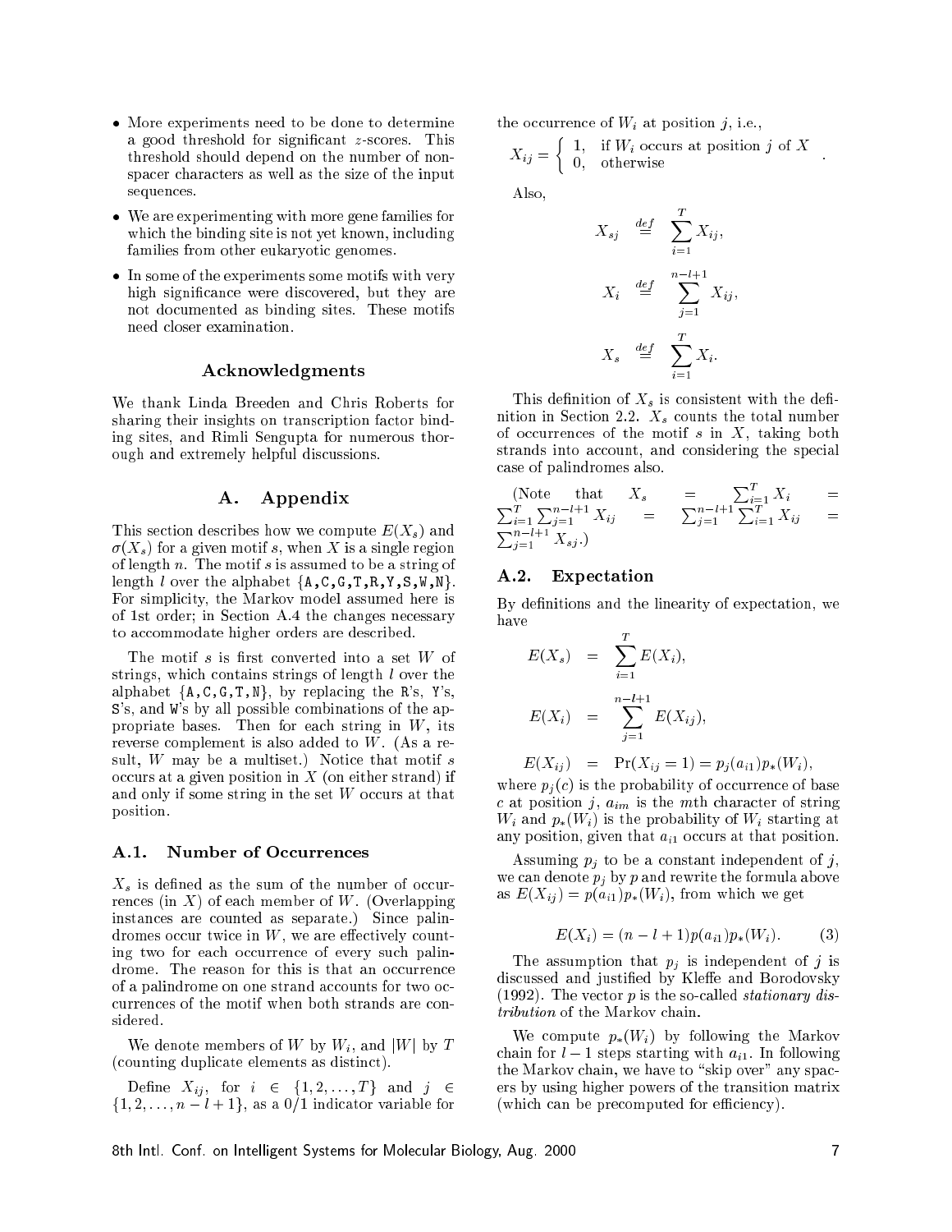- More experiments need to be done to determine a good threshold for significant $z$-scores. This threshold should depend on the number of non-spacer characters as well as the size of the input sequences.
- We are experimenting with more gene families for which the binding site is not yet known, including families from other eukaryotic genomes.
- In some of the experiments some motifs with very high significance were discovered, but they are not documented as binding sites. These motifs need closer examination.

## Acknowledgments

We thank Linda Breeden and Chris Roberts for sharing their insights on transcription factor binding sites, and Rimli Sengupta for numerous thorough and extremely helpful discussions.

# A. Appendix

This section describes how we compute $E(X_s)$ and $\sigma(X_s)$ for a given motif $s$, when $X$ is a single region of length $n$. The motif $s$ is assumed to be a string of length $l$ over the alphabet {A,C,G,T,R,Y,S,W,N}. For simplicity, the Markov model assumed here is of 1st order; in Section A.4 the changes necessary to accommodate higher orders are described.

The motif $s$ is first converted into a set $W$ of strings, which contains strings of length $l$ over the alphabet {A,C,G,T,N}, by replacing the R's, Y's, S's, and W's by all possible combinations of the appropriate bases. Then for each string in $W$, its reverse complement is also added to $W$. (As a result, $W$ may be a multiset.) Notice that motif $s$ occurs at a given position in $X$ (on either strand) if and only if some string in the set $W$ occurs at that position.

## A.1. Number of Occurrences

$X_s$ is defined as the sum of the number of occurrences (in $X$) of each member of $W$. (Overlapping instances are counted as separate.) Since palindromes occur twice in $W$, we are effectively counting two for each occurrence of every such palindrome. The reason for this is that an occurrence of a palindrome on one strand accounts for two occurrences of the motif when both strands are considered.

We denote members of $W$ by $W_i$, and $|W|$ by $T$ (counting duplicate elements as distinct).

Define $X_{ij}$, for $i \in \{1, 2, \ldots, T\}$ and $j \in \{1, 2, \ldots, n-l+1\}$, as a 0/1 indicator variable for the occurrence of $W_i$ at position $j$, i.e.,

$$X_{ij} = \begin{cases} 1, & \text{if } W_i \text{ occurs at position } j \text{ of } X \\ 0, & \text{otherwise} \end{cases}.$$

Also,

$$X_{sj} \stackrel{def}{=} \sum_{i=1}^{T} X_{ij},$$

$$X_i \stackrel{def}{=} \sum_{j=1}^{n-l+1} X_{ij},$$

$$X_s \stackrel{def}{=} \sum_{i=1}^{T} X_i.$$

This definition of $X_s$ is consistent with the definition in Section 2.2. $X_s$ counts the total number of occurrences of the motif $s$ in $X$, taking both strands into account, and considering the special case of palindromes also.

(Note that $X_s = \sum_{i=1}^{T} X_i = \sum_{i=1}^{T}\sum_{j=1}^{n-l+1} X_{ij} = \sum_{j=1}^{n-l+1}\sum_{i=1}^{T} X_{ij} = \sum_{j=1}^{n-l+1} X_{sj}$.)

## A.2. Expectation

By definitions and the linearity of expectation, we have

$$E(X_s) = \sum_{i=1}^{T} E(X_i),$$

$$E(X_i) = \sum_{j=1}^{n-l+1} E(X_{ij}),$$

$$E(X_{ij}) = \Pr(X_{ij} = 1) = p_j(a_{i1})p_*(W_i),$$

where $p_j(c)$ is the probability of occurrence of base $c$ at position $j$, $a_{im}$ is the $m$th character of string $W_i$ and $p_*(W_i)$ is the probability of $W_i$ starting at any position, given that $a_{i1}$ occurs at that position.

Assuming $p_j$ to be a constant independent of $j$, we can denote $p_j$ by $p$ and rewrite the formula above as $E(X_{ij}) = p(a_{i1})p_*(W_i)$, from which we get

$$E(X_i) = (n - l + 1)p(a_{i1})p_*(W_i). \quad (3)$$

The assumption that $p_j$ is independent of $j$ is discussed and justified by Kleffe and Borodovsky (1992). The vector $p$ is the so-called *stationary distribution* of the Markov chain.

We compute $p_*(W_i)$ by following the Markov chain for $l - 1$ steps starting with $a_{i1}$. In following the Markov chain, we have to "skip over" any spacers by using higher powers of the transition matrix (which can be precomputed for efficiency).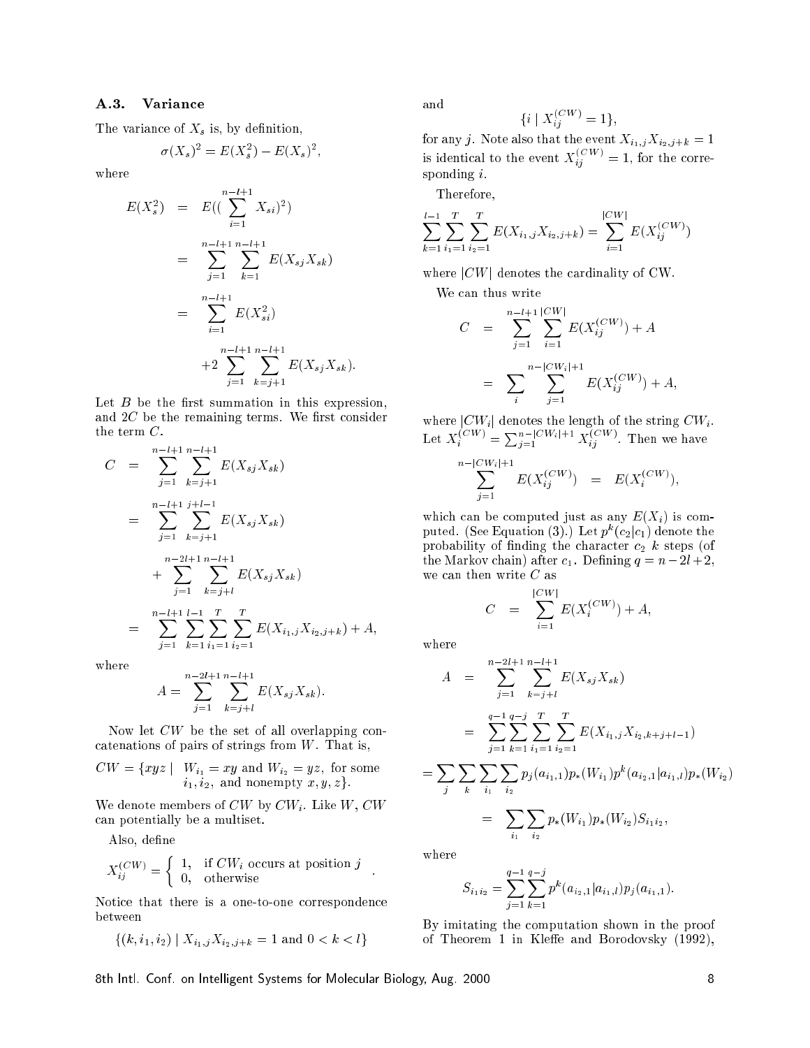### A.3. Variance

The variance of $X_s$ is, by definition,

$$\sigma(X_s)^2 = E(X_s^2) - E(X_s)^2,$$

where

$$\begin{aligned}
E(X_s^2) &= E((\sum_{i=1}^{n-l+1} X_{si})^2) \\
&= \sum_{j=1}^{n-l+1} \sum_{k=1}^{n-l+1} E(X_{sj} X_{sk}) \\
&= \sum_{i=1}^{n-l+1} E(X_{si}^2) \\
&\quad + 2 \sum_{j=1}^{n-l+1} \sum_{k=j+1}^{n-l+1} E(X_{sj} X_{sk}).
\end{aligned}$$

Let $B$ be the first summation in this expression, and $2C$ be the remaining terms. We first consider the term $C$.

$$\begin{aligned}
C &= \sum_{j=1}^{n-l+1} \sum_{k=j+1}^{n-l+1} E(X_{sj} X_{sk}) \\
&= \sum_{j=1}^{n-l+1} \sum_{k=j+1}^{j+l-1} E(X_{sj} X_{sk}) \\
&\quad + \sum_{j=1}^{n-2l+1} \sum_{k=j+l}^{n-l+1} E(X_{sj} X_{sk}) \\
&= \sum_{j=1}^{n-l+1} \sum_{k=1}^{l-1} \sum_{i_1=1}^{T} \sum_{i_2=1}^{T} E(X_{i_1,j} X_{i_2,j+k}) + A,
\end{aligned}$$

where

$$A = \sum_{j=1}^{n-2l+1} \sum_{k=j+l}^{n-l+1} E(X_{sj} X_{sk}).$$

Now let $CW$ be the set of all overlapping concatenations of pairs of strings from $W$. That is,

$$CW = \{xyz \mid \; W_{i_1} = xy \text{ and } W_{i_2} = yz, \text{ for some } i_1, i_2, \text{ and nonempty } x, y, z\}.$$

We denote members of $CW$ by $CW_i$. Like $W$, $CW$ can potentially be a multiset.

Also, define

$$X_{ij}^{(CW)} = \begin{cases} 1, & \text{if } CW_i \text{ occurs at position } j \\ 0, & \text{otherwise} \end{cases}.$$

Notice that there is a one-to-one correspondence between

$$\{(k, i_1, i_2) \mid X_{i_1,j} X_{i_2,j+k} = 1 \text{ and } 0 < k < l\}$$

and

$$\{i \mid X_{ij}^{(CW)} = 1\},$$

for any $j$. Note also that the event $X_{i_1,j} X_{i_2,j+k} = 1$ is identical to the event $X_{ij}^{(CW)} = 1$, for the corresponding $i$.

Therefore,

$$\sum_{k=1}^{l-1} \sum_{i_1=1}^{T} \sum_{i_2=1}^{T} E(X_{i_1,j} X_{i_2,j+k}) = \sum_{i=1}^{|CW|} E(X_{ij}^{(CW)})$$

where $|CW|$ denotes the cardinality of CW.

We can thus write

$$\begin{aligned}
C &= \sum_{j=1}^{n-l+1} \sum_{i=1}^{|CW|} E(X_{ij}^{(CW)}) + A \\
&= \sum_{i} \sum_{j=1}^{n-|CW_i|+1} E(X_{ij}^{(CW)}) + A,
\end{aligned}$$

where $|CW_i|$ denotes the length of the string $CW_i$. Let $X_i^{(CW)} = \sum_{j=1}^{n-|CW_i|+1} X_{ij}^{(CW)}$. Then we have

$$\sum_{j=1}^{n-|CW_i|+1} E(X_{ij}^{(CW)}) = E(X_i^{(CW)}),$$

which can be computed just as any $E(X_i)$ is computed. (See Equation (3).) Let $p^k(c_2|c_1)$ denote the probability of finding the character $c_2$ $k$ steps (of the Markov chain) after $c_1$. Defining $q = n - 2l + 2$, we can then write $C$ as

$$C = \sum_{i=1}^{|CW|} E(X_i^{(CW)}) + A,$$

where

$$\begin{aligned}
A &= \sum_{j=1}^{n-2l+1} \sum_{k=j+l}^{n-l+1} E(X_{sj} X_{sk}) \\
&= \sum_{j=1}^{q-1} \sum_{k=1}^{q-j} \sum_{i_1=1}^{T} \sum_{i_2=1}^{T} E(X_{i_1,j} X_{i_2,k+j+l-1}) \\
&= \sum_{j} \sum_{k} \sum_{i_1} \sum_{i_2} p_j(a_{i_1,1}) p_*(W_{i_1}) p^k(a_{i_2,1}|a_{i_1,l}) p_*(W_{i_2}) \\
&= \sum_{i_1} \sum_{i_2} p_*(W_{i_1}) p_*(W_{i_2}) S_{i_1 i_2},
\end{aligned}$$

where

$$S_{i_1 i_2} = \sum_{j=1}^{q-1} \sum_{k=1}^{q-j} p^k(a_{i_2,1}|a_{i_1,l}) p_j(a_{i_1,1}).$$

By imitating the computation shown in the proof of Theorem 1 in Kleffe and Borodovsky (1992),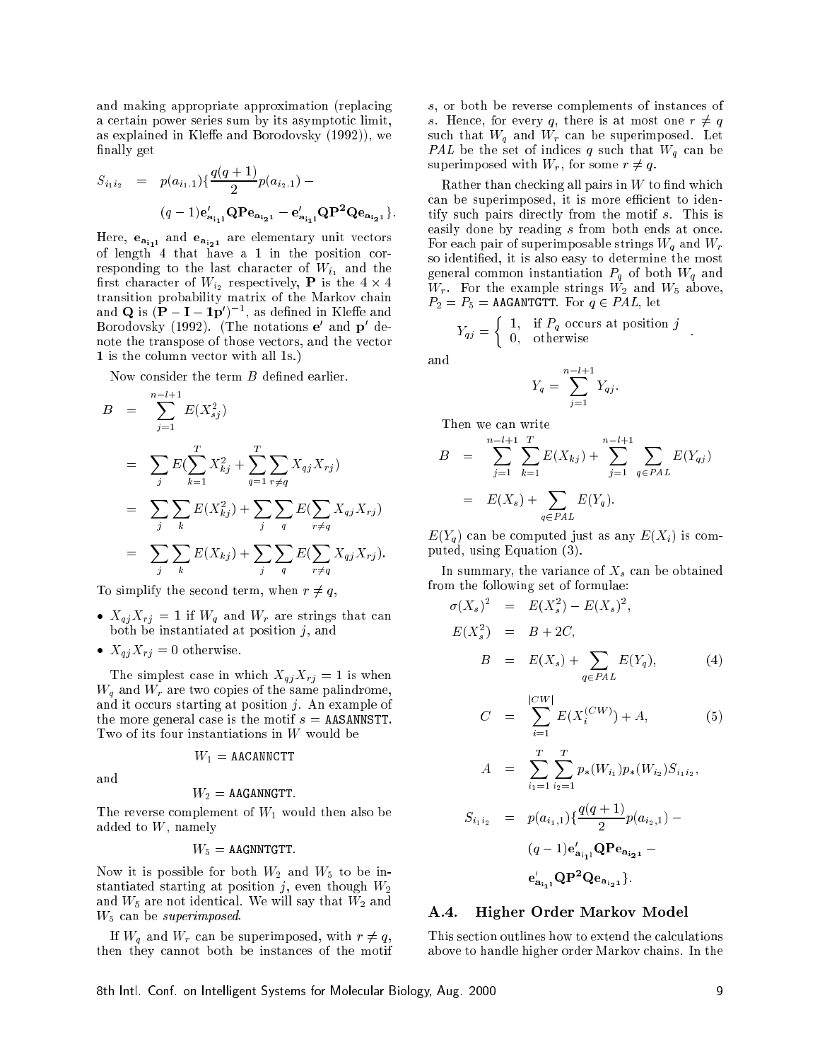and making appropriate approximation (replacing a certain power series sum by its asymptotic limit, as explained in Kleffe and Borodovsky (1992)), we finally get

$$
\begin{aligned}
S_{i_1 i_2} &= p(a_{i_1,1})\{\frac{q(q+1)}{2}p(a_{i_2,1}) - \\
&\quad (q-1)\mathbf{e}'_{\mathbf{a}_{i_1 l}}\mathbf{Q}\mathbf{P}\mathbf{e}_{\mathbf{a}_{i_2 1}} - \mathbf{e}'_{\mathbf{a}_{i_1 l}}\mathbf{Q}\mathbf{P}^2\mathbf{Q}\mathbf{e}_{\mathbf{a}_{i_2 1}}\}.
\end{aligned}
$$

Here, $\mathbf{e}_{\mathbf{a}_{i_1 l}}$ and $\mathbf{e}_{\mathbf{a}_{i_2 1}}$ are elementary unit vectors of length 4 that have a 1 in the position corresponding to the last character of $W_{i_1}$ and the first character of $W_{i_2}$ respectively, $\mathbf{P}$ is the $4 \times 4$ transition probability matrix of the Markov chain and $\mathbf{Q}$ is $(\mathbf{P} - \mathbf{I} - \mathbf{1p}')^{-1}$, as defined in Kleffe and Borodovsky (1992). (The notations $\mathbf{e}'$ and $\mathbf{p}'$ denote the transpose of those vectors, and the vector $\mathbf{1}$ is the column vector with all 1s.)

Now consider the term $B$ defined earlier.

$$
\begin{aligned}
B &= \sum_{j=1}^{n-l+1} E(X_{sj}^2) \\
&= \sum_j E(\sum_{k=1}^{T} X_{kj}^2 + \sum_{q=1}^{T}\sum_{r \neq q} X_{qj}X_{rj}) \\
&= \sum_j \sum_k E(X_{kj}^2) + \sum_j \sum_q E(\sum_{r \neq q} X_{qj}X_{rj}) \\
&= \sum_j \sum_k E(X_{kj}) + \sum_j \sum_q E(\sum_{r \neq q} X_{qj}X_{rj}).
\end{aligned}
$$

To simplify the second term, when $r \neq q$,

- $X_{qj}X_{rj} = 1$ if $W_q$ and $W_r$ are strings that can both be instantiated at position $j$, and
- $X_{qj}X_{rj} = 0$ otherwise.

The simplest case in which $X_{qj}X_{rj} = 1$ is when $W_q$ and $W_r$ are two copies of the same palindrome, and it occurs starting at position $j$. An example of the more general case is the motif $s =$ AASANNSTT. Two of its four instantiations in $W$ would be

$$W_1 = \texttt{AACANNCTT}$$

and

$$W_2 = \texttt{AAGANNGTT}.$$

The reverse complement of $W_1$ would then also be added to $W$, namely

$$W_5 = \texttt{AAGNNTGTT}.$$

Now it is possible for both $W_2$ and $W_5$ to be instantiated starting at position $j$, even though $W_2$ and $W_5$ are not identical. We will say that $W_2$ and $W_5$ can be *superimposed*.

If $W_q$ and $W_r$ can be superimposed, with $r \neq q$, then they cannot both be instances of the motif $s$, or both be reverse complements of instances of $s$. Hence, for every $q$, there is at most one $r \neq q$ such that $W_q$ and $W_r$ can be superimposed. Let $PAL$ be the set of indices $q$ such that $W_q$ can be superimposed with $W_r$, for some $r \neq q$.

Rather than checking all pairs in $W$ to find which can be superimposed, it is more efficient to identify such pairs directly from the motif $s$. This is easily done by reading $s$ from both ends at once. For each pair of superimposable strings $W_q$ and $W_r$ so identified, it is also easy to determine the most general common instantiation $P_q$ of both $W_q$ and $W_r$. For the example strings $W_2$ and $W_5$ above, $P_2 = P_5 =$ AAGANTGTT. For $q \in PAL$, let

$$
Y_{qj} = \begin{cases} 1, & \text{if } P_q \text{ occurs at position } j \\ 0, & \text{otherwise} \end{cases}.
$$

and

$$Y_q = \sum_{j=1}^{n-l+1} Y_{qj}.$$

Then we can write

$$
\begin{aligned}
B &= \sum_{j=1}^{n-l+1}\sum_{k=1}^{T} E(X_{kj}) + \sum_{j=1}^{n-l+1}\sum_{q \in PAL} E(Y_{qj}) \\
&= E(X_s) + \sum_{q \in PAL} E(Y_q).
\end{aligned}
$$

$E(Y_q)$ can be computed just as any $E(X_i)$ is computed, using Equation (3).

In summary, the variance of $X_s$ can be obtained from the following set of formulae:

$$
\begin{aligned}
\sigma(X_s)^2 &= E(X_s^2) - E(X_s)^2, \\
E(X_s^2) &= B + 2C, \\
B &= E(X_s) + \sum_{q \in PAL} E(Y_q), \qquad (4) \\
C &= \sum_{i=1}^{|CW|} E(X_i^{(CW)}) + A, \qquad (5) \\
A &= \sum_{i_1=1}^{T}\sum_{i_2=1}^{T} p_*(W_{i_1})p_*(W_{i_2})S_{i_1 i_2}, \\
S_{i_1 i_2} &= p(a_{i_1,1})\{\frac{q(q+1)}{2}p(a_{i_2,1}) - \\
&\quad (q-1)\mathbf{e}'_{\mathbf{a}_{i_1 l}}\mathbf{Q}\mathbf{P}\mathbf{e}_{\mathbf{a}_{i_2 1}} - \\
&\quad \mathbf{e}'_{\mathbf{a}_{i_1 l}}\mathbf{Q}\mathbf{P}^2\mathbf{Q}\mathbf{e}_{\mathbf{a}_{i_2 1}}\}.
\end{aligned}
$$

## A.4. Higher Order Markov Model

This section outlines how to extend the calculations above to handle higher order Markov chains. In the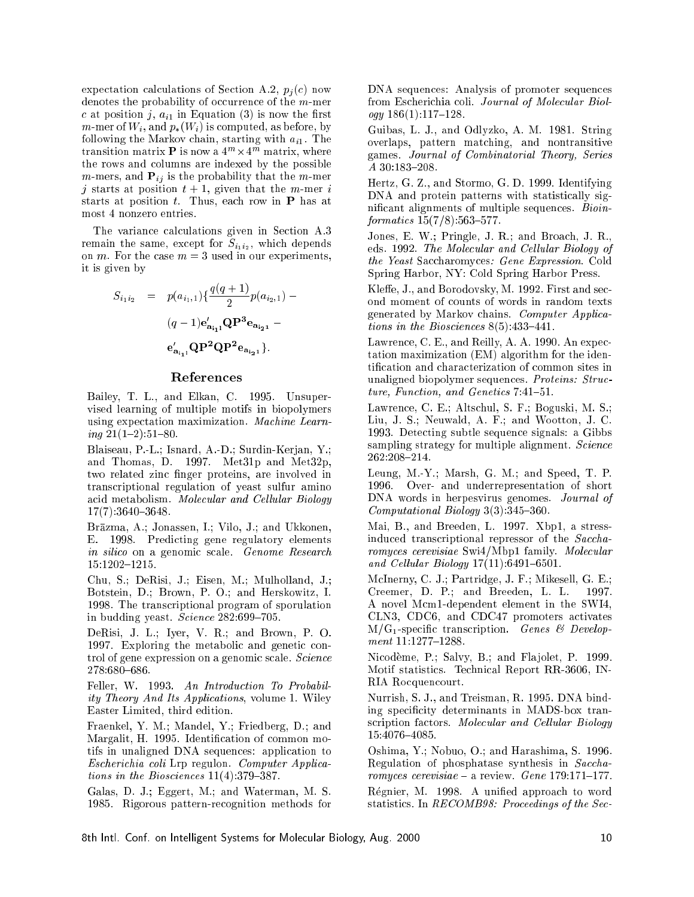expectation calculations of Section A.2, $p_j(c)$ now denotes the probability of occurrence of the $m$-mer $c$ at position $j$, $a_{i1}$ in Equation (3) is now the first $m$-mer of $W_i$, and $p_*(W_i)$ is computed, as before, by following the Markov chain, starting with $a_{i1}$. The transition matrix $\mathbf{P}$ is now a $4^m \times 4^m$ matrix, where the rows and columns are indexed by the possible $m$-mers, and $\mathbf{P}_{ij}$ is the probability that the $m$-mer $j$ starts at position $t+1$, given that the $m$-mer $i$ starts at position $t$. Thus, each row in $\mathbf{P}$ has at most 4 nonzero entries.

The variance calculations given in Section A.3 remain the same, except for $S_{i_1 i_2}$, which depends on $m$. For the case $m = 3$ used in our experiments, it is given by

$$
\begin{aligned}
S_{i_1 i_2} \;\; = \;\; & p(a_{i_1,1})\{\frac{q(q+1)}{2} p(a_{i_2,1}) - \\
& (q-1)\mathbf{e}'_{\mathbf{a}_{i_1 1}} \mathbf{Q}\mathbf{P}^3 \mathbf{e}_{\mathbf{a}_{i_2 1}} - \\
& \mathbf{e}'_{\mathbf{a}_{i_1 1}} \mathbf{Q}\mathbf{P}^2 \mathbf{Q}\mathbf{P}^2 \mathbf{e}_{\mathbf{a}_{i_2 1}}\}.
\end{aligned}
$$

## References

Bailey, T. L., and Elkan, C. 1995. Unsupervised learning of multiple motifs in biopolymers using expectation maximization. *Machine Learning* 21(1–2):51–80.

Blaiseau, P.-L.; Isnard, A.-D.; Surdin-Kerjan, Y.; and Thomas, D. 1997. Met31p and Met32p, two related zinc finger proteins, are involved in transcriptional regulation of yeast sulfur amino acid metabolism. *Molecular and Cellular Biology* 17(7):3640–3648.

Brāzma, A.; Jonassen, I.; Vilo, J.; and Ukkonen, E. 1998. Predicting gene regulatory elements *in silico* on a genomic scale. *Genome Research* 15:1202–1215.

Chu, S.; DeRisi, J.; Eisen, M.; Mulholland, J.; Botstein, D.; Brown, P. O.; and Herskowitz, I. 1998. The transcriptional program of sporulation in budding yeast. *Science* 282:699–705.

DeRisi, J. L.; Iyer, V. R.; and Brown, P. O. 1997. Exploring the metabolic and genetic control of gene expression on a genomic scale. *Science* 278:680–686.

Feller, W. 1993. *An Introduction To Probability Theory And Its Applications*, volume 1. Wiley Easter Limited, third edition.

Fraenkel, Y. M.; Mandel, Y.; Friedberg, D.; and Margalit, H. 1995. Identification of common motifs in unaligned DNA sequences: application to *Escherichia coli* Lrp regulon. *Computer Applications in the Biosciences* 11(4):379–387.

Galas, D. J.; Eggert, M.; and Waterman, M. S. 1985. Rigorous pattern-recognition methods for DNA sequences: Analysis of promoter sequences from Escherichia coli. *Journal of Molecular Biology* 186(1):117–128.

Guibas, L. J., and Odlyzko, A. M. 1981. String overlaps, pattern matching, and nontransitive games. *Journal of Combinatorial Theory, Series A* 30:183–208.

Hertz, G. Z., and Stormo, G. D. 1999. Identifying DNA and protein patterns with statistically significant alignments of multiple sequences. *Bioinformatics* 15(7/8):563–577.

Jones, E. W.; Pringle, J. R.; and Broach, J. R., eds. 1992. *The Molecular and Cellular Biology of the Yeast* Saccharomyces*: Gene Expression*. Cold Spring Harbor, NY: Cold Spring Harbor Press.

Kleffe, J., and Borodovsky, M. 1992. First and second moment of counts of words in random texts generated by Markov chains. *Computer Applications in the Biosciences* 8(5):433–441.

Lawrence, C. E., and Reilly, A. A. 1990. An expectation maximization (EM) algorithm for the identification and characterization of common sites in unaligned biopolymer sequences. *Proteins: Structure, Function, and Genetics* 7:41–51.

Lawrence, C. E.; Altschul, S. F.; Boguski, M. S.; Liu, J. S.; Neuwald, A. F.; and Wootton, J. C. 1993. Detecting subtle sequence signals: a Gibbs sampling strategy for multiple alignment. *Science* 262:208–214.

Leung, M.-Y.; Marsh, G. M.; and Speed, T. P. 1996. Over- and underrepresentation of short DNA words in herpesvirus genomes. *Journal of Computational Biology* 3(3):345–360.

Mai, B., and Breeden, L. 1997. Xbp1, a stress-induced transcriptional repressor of the *Saccharomyces cerevisiae* Swi4/Mbp1 family. *Molecular and Cellular Biology* 17(11):6491–6501.

McInerny, C. J.; Partridge, J. F.; Mikesell, G. E.; Creemer, D. P.; and Breeden, L. L. 1997. A novel Mcm1-dependent element in the SWI4, CLN3, CDC6, and CDC47 promoters activates M/$G_1$-specific transcription. *Genes & Development* 11:1277–1288.

Nicodème, P.; Salvy, B.; and Flajolet, P. 1999. Motif statistics. Technical Report RR-3606, INRIA Rocquencourt.

Nurrish, S. J., and Treisman, R. 1995. DNA binding specificity determinants in MADS-box transcription factors. *Molecular and Cellular Biology* 15:4076–4085.

Oshima, Y.; Nobuo, O.; and Harashima, S. 1996. Regulation of phosphatase synthesis in *Saccharomyces cerevisiae* – a review. *Gene* 179:171–177.

Régnier, M. 1998. A unified approach to word statistics. In *RECOMB98: Proceedings of the Sec-*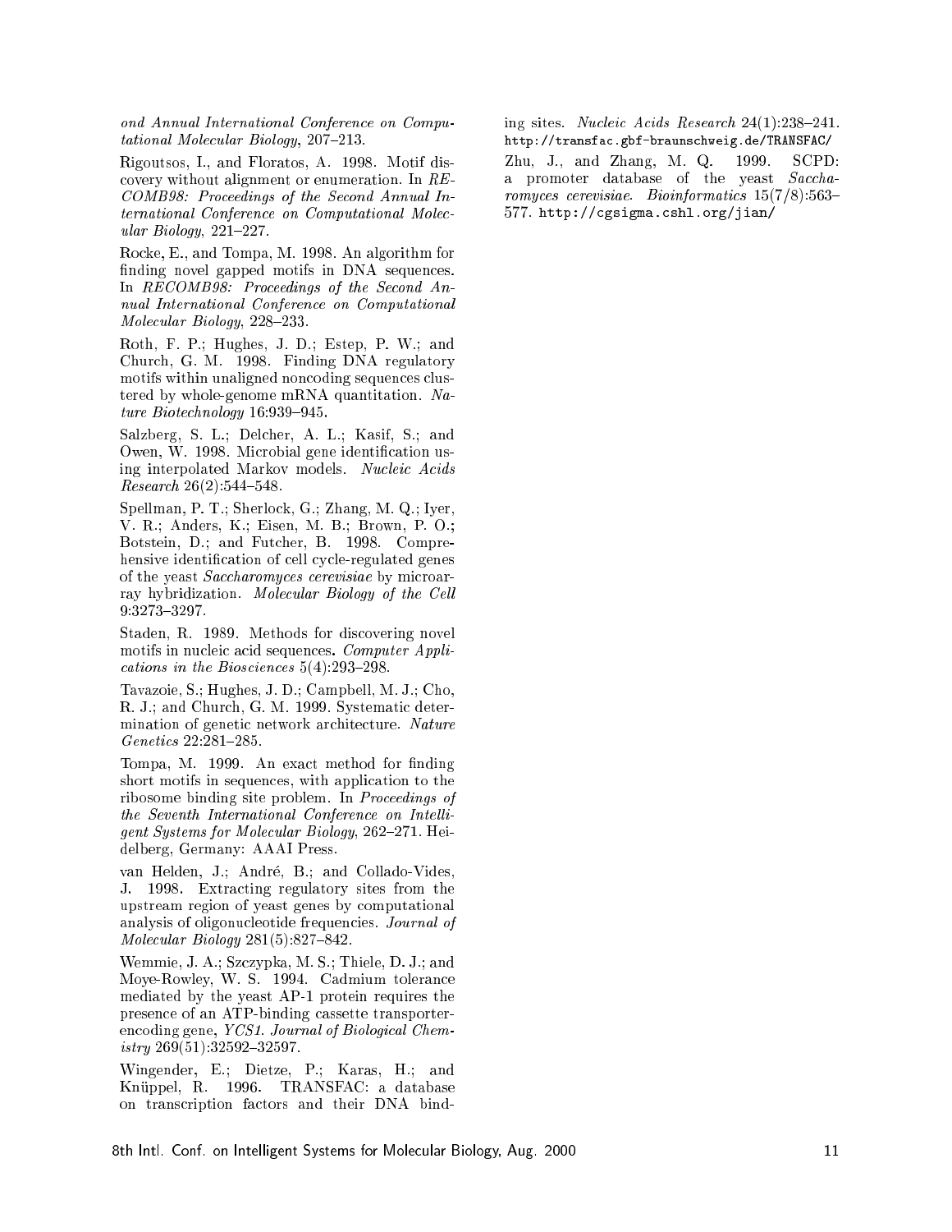*ond Annual International Conference on Computational Molecular Biology*, 207–213.

Rigoutsos, I., and Floratos, A. 1998. Motif discovery without alignment or enumeration. In *RECOMB98: Proceedings of the Second Annual International Conference on Computational Molecular Biology*, 221–227.

Rocke, E., and Tompa, M. 1998. An algorithm for finding novel gapped motifs in DNA sequences. In *RECOMB98: Proceedings of the Second Annual International Conference on Computational Molecular Biology*, 228–233.

Roth, F. P.; Hughes, J. D.; Estep, P. W.; and Church, G. M. 1998. Finding DNA regulatory motifs within unaligned noncoding sequences clustered by whole-genome mRNA quantitation. *Nature Biotechnology* 16:939–945.

Salzberg, S. L.; Delcher, A. L.; Kasif, S.; and Owen, W. 1998. Microbial gene identification using interpolated Markov models. *Nucleic Acids Research* 26(2):544–548.

Spellman, P. T.; Sherlock, G.; Zhang, M. Q.; Iyer, V. R.; Anders, K.; Eisen, M. B.; Brown, P. O.; Botstein, D.; and Futcher, B. 1998. Comprehensive identification of cell cycle-regulated genes of the yeast *Saccharomyces cerevisiae* by microarray hybridization. *Molecular Biology of the Cell* 9:3273–3297.

Staden, R. 1989. Methods for discovering novel motifs in nucleic acid sequences. *Computer Applications in the Biosciences* 5(4):293–298.

Tavazoie, S.; Hughes, J. D.; Campbell, M. J.; Cho, R. J.; and Church, G. M. 1999. Systematic determination of genetic network architecture. *Nature Genetics* 22:281–285.

Tompa, M. 1999. An exact method for finding short motifs in sequences, with application to the ribosome binding site problem. In *Proceedings of the Seventh International Conference on Intelligent Systems for Molecular Biology*, 262–271. Heidelberg, Germany: AAAI Press.

van Helden, J.; André, B.; and Collado-Vides, J. 1998. Extracting regulatory sites from the upstream region of yeast genes by computational analysis of oligonucleotide frequencies. *Journal of Molecular Biology* 281(5):827–842.

Wemmie, J. A.; Szczypka, M. S.; Thiele, D. J.; and Moye-Rowley, W. S. 1994. Cadmium tolerance mediated by the yeast AP-1 protein requires the presence of an ATP-binding cassette transporter-encoding gene, *YCS1*. *Journal of Biological Chemistry* 269(51):32592–32597.

Wingender, E.; Dietze, P.; Karas, H.; and Knüppel, R. 1996. TRANSFAC: a database on transcription factors and their DNA binding sites. *Nucleic Acids Research* 24(1):238–241. http://transfac.gbf-braunschweig.de/TRANSFAC/

Zhu, J., and Zhang, M. Q. 1999. SCPD: a promoter database of the yeast *Saccharomyces cerevisiae*. *Bioinformatics* 15(7/8):563–577. http://cgsigma.cshl.org/jian/